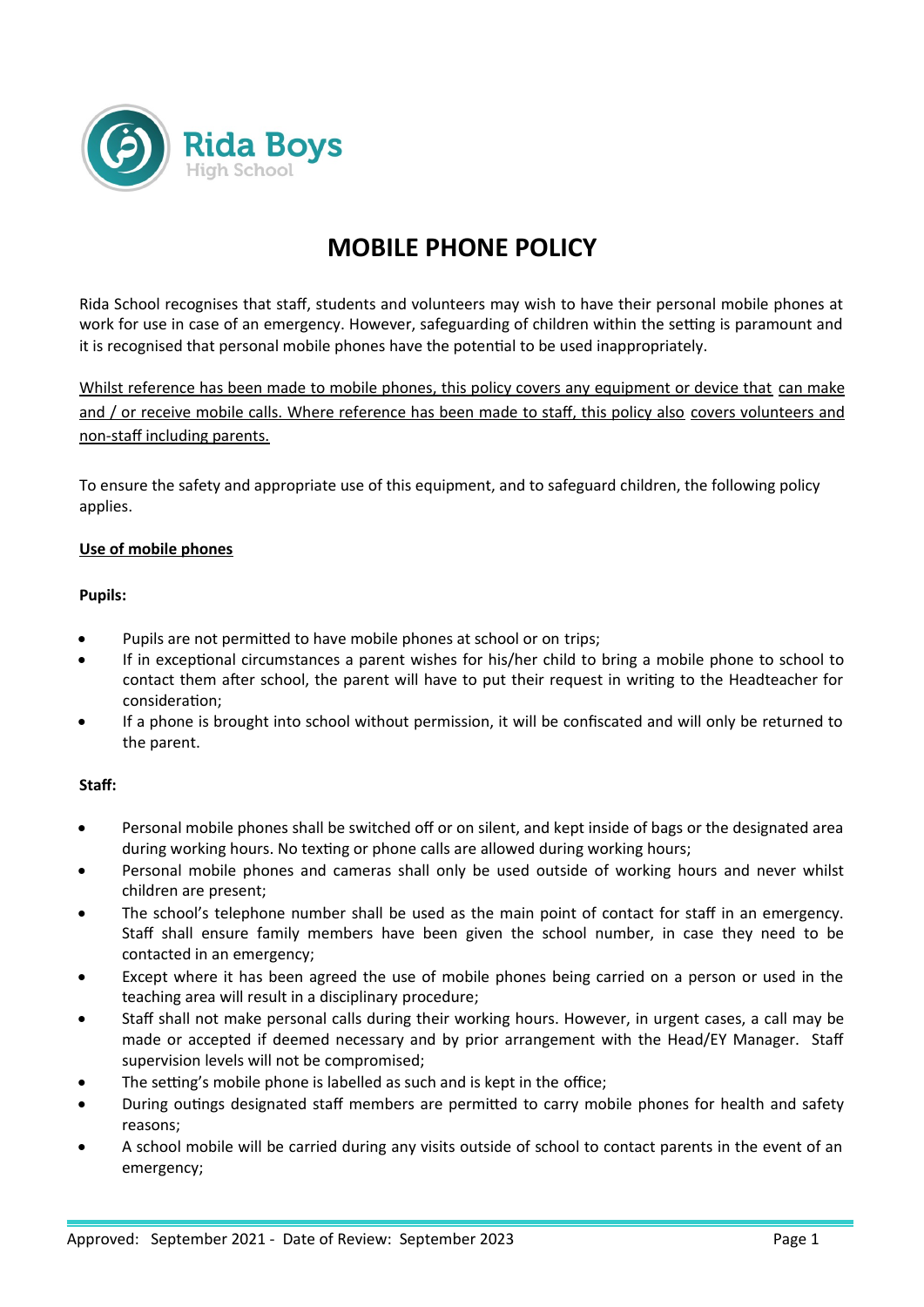Rida Boys
High School

# MOBILE PHONE POLICY

Rida School recognises that staff, students and volunteers may wish to have their personal mobile phones at work for use in case of an emergency. However, safeguarding of children within the setting is paramount and it is recognised that personal mobile phones have the potential to be used inappropriately.

<u>Whilst reference has been made to mobile phones, this policy covers any equipment or device that can make and / or receive mobile calls. Where reference has been made to staff, this policy also covers volunteers and non-staff including parents.</u>

To ensure the safety and appropriate use of this equipment, and to safeguard children, the following policy applies.

**<u>Use of mobile phones</u>**

**Pupils:**

- Pupils are not permitted to have mobile phones at school or on trips;
- If in exceptional circumstances a parent wishes for his/her child to bring a mobile phone to school to contact them after school, the parent will have to put their request in writing to the Headteacher for consideration;
- If a phone is brought into school without permission, it will be confiscated and will only be returned to the parent.

**Staff:**

- Personal mobile phones shall be switched off or on silent, and kept inside of bags or the designated area during working hours. No texting or phone calls are allowed during working hours;
- Personal mobile phones and cameras shall only be used outside of working hours and never whilst children are present;
- The school's telephone number shall be used as the main point of contact for staff in an emergency. Staff shall ensure family members have been given the school number, in case they need to be contacted in an emergency;
- Except where it has been agreed the use of mobile phones being carried on a person or used in the teaching area will result in a disciplinary procedure;
- Staff shall not make personal calls during their working hours. However, in urgent cases, a call may be made or accepted if deemed necessary and by prior arrangement with the Head/EY Manager. Staff supervision levels will not be compromised;
- The setting's mobile phone is labelled as such and is kept in the office;
- During outings designated staff members are permitted to carry mobile phones for health and safety reasons;
- A school mobile will be carried during any visits outside of school to contact parents in the event of an emergency;

Approved: September 2021 - Date of Review: September 2023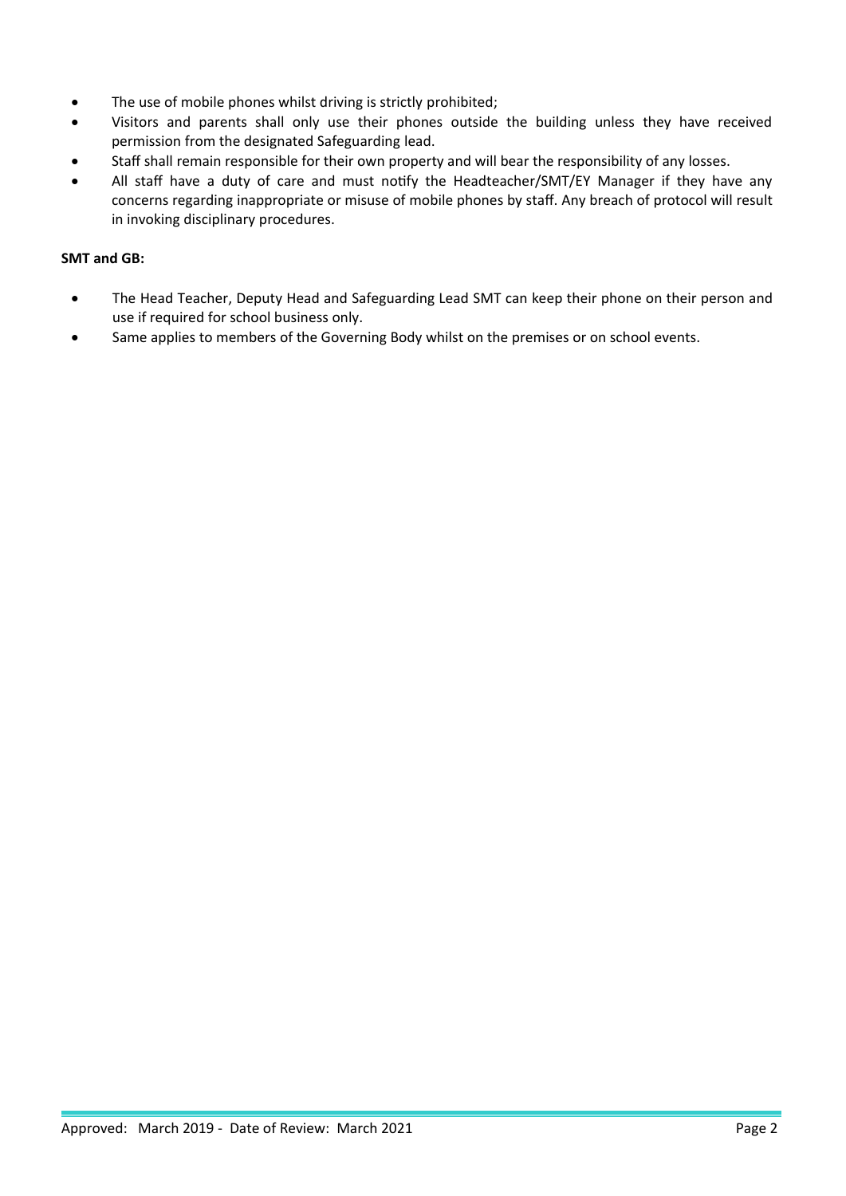- The use of mobile phones whilst driving is strictly prohibited;
- Visitors and parents shall only use their phones outside the building unless they have received permission from the designated Safeguarding lead.
- Staff shall remain responsible for their own property and will bear the responsibility of any losses.
- All staff have a duty of care and must notify the Headteacher/SMT/EY Manager if they have any concerns regarding inappropriate or misuse of mobile phones by staff. Any breach of protocol will result in invoking disciplinary procedures.

**SMT and GB:**

- The Head Teacher, Deputy Head and Safeguarding Lead SMT can keep their phone on their person and use if required for school business only.
- Same applies to members of the Governing Body whilst on the premises or on school events.

Approved: March 2019 - Date of Review: March 2021